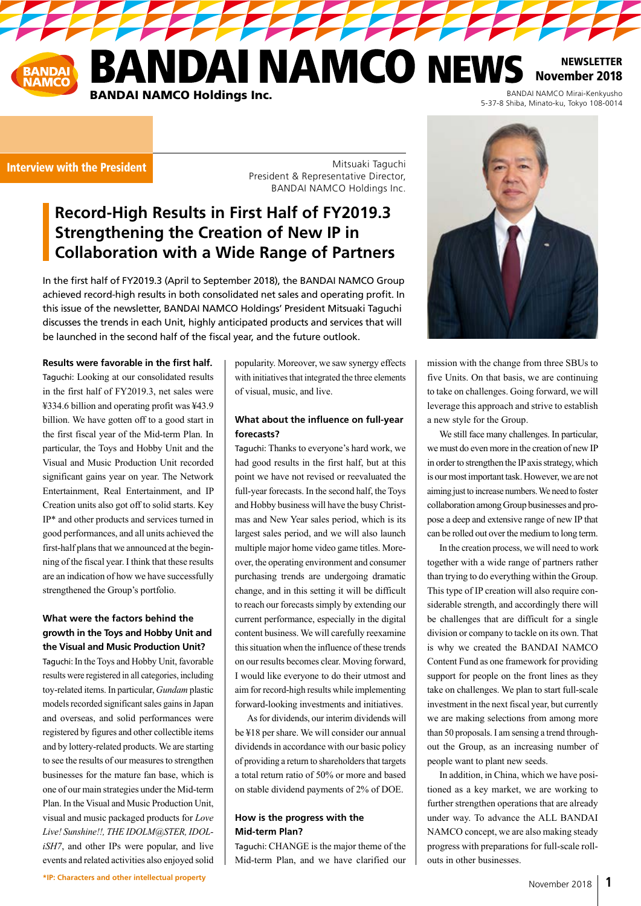# BANDAI NAMCO NEWS

**BANDAI NAMCO Holdings Inc.**

**NEWSLETTER November 2018**

BANDAI NAMCO Mirai-Kenkyusho
5-37-8 Shiba, Minato-ku, Tokyo 108-0014

**Interview with the President**

Mitsuaki Taguchi
President & Representative Director,
BANDAI NAMCO Holdings Inc.

## Record-High Results in First Half of FY2019.3 Strengthening the Creation of New IP in Collaboration with a Wide Range of Partners

In the first half of FY2019.3 (April to September 2018), the BANDAI NAMCO Group achieved record-high results in both consolidated net sales and operating profit. In this issue of the newsletter, BANDAI NAMCO Holdings' President Mitsuaki Taguchi discusses the trends in each Unit, highly anticipated products and services that will be launched in the second half of the fiscal year, and the future outlook.

### Results were favorable in the first half.

Taguchi: Looking at our consolidated results in the first half of FY2019.3, net sales were ¥334.6 billion and operating profit was ¥43.9 billion. We have gotten off to a good start in the first fiscal year of the Mid-term Plan. In particular, the Toys and Hobby Unit and the Visual and Music Production Unit recorded significant gains year on year. The Network Entertainment, Real Entertainment, and IP Creation units also got off to solid starts. Key IP* and other products and services turned in good performances, and all units achieved the first-half plans that we announced at the beginning of the fiscal year. I think that these results are an indication of how we have successfully strengthened the Group's portfolio.

### What were the factors behind the growth in the Toys and Hobby Unit and the Visual and Music Production Unit?

Taguchi: In the Toys and Hobby Unit, favorable results were registered in all categories, including toy-related items. In particular, *Gundam* plastic models recorded significant sales gains in Japan and overseas, and solid performances were registered by figures and other collectible items and by lottery-related products. We are starting to see the results of our measures to strengthen businesses for the mature fan base, which is one of our main strategies under the Mid-term Plan. In the Visual and Music Production Unit, visual and music packaged products for *Love Live! Sunshine!!*, *THE IDOLM@STER*, *IDOLiSH7*, and other IPs were popular, and live events and related activities also enjoyed solid popularity. Moreover, we saw synergy effects with initiatives that integrated the three elements of visual, music, and live.

### What about the influence on full-year forecasts?

Taguchi: Thanks to everyone's hard work, we had good results in the first half, but at this point we have not revised or reevaluated the full-year forecasts. In the second half, the Toys and Hobby business will have the busy Christmas and New Year sales period, which is its largest sales period, and we will also launch multiple major home video game titles. Moreover, the operating environment and consumer purchasing trends are undergoing dramatic change, and in this setting it will be difficult to reach our forecasts simply by extending our current performance, especially in the digital content business. We will carefully reexamine this situation when the influence of these trends on our results becomes clear. Moving forward, I would like everyone to do their utmost and aim for record-high results while implementing forward-looking investments and initiatives.

As for dividends, our interim dividends will be ¥18 per share. We will consider our annual dividends in accordance with our basic policy of providing a return to shareholders that targets a total return ratio of 50% or more and based on stable dividend payments of 2% of DOE.

### How is the progress with the Mid-term Plan?

Taguchi: CHANGE is the major theme of the Mid-term Plan, and we have clarified our mission with the change from three SBUs to five Units. On that basis, we are continuing to take on challenges. Going forward, we will leverage this approach and strive to establish a new style for the Group.

We still face many challenges. In particular, we must do even more in the creation of new IP in order to strengthen the IP axis strategy, which is our most important task. However, we are not aiming just to increase numbers. We need to foster collaboration among Group businesses and propose a deep and extensive range of new IP that can be rolled out over the medium to long term.

In the creation process, we will need to work together with a wide range of partners rather than trying to do everything within the Group. This type of IP creation will also require considerable strength, and accordingly there will be challenges that are difficult for a single division or company to tackle on its own. That is why we created the BANDAI NAMCO Content Fund as one framework for providing support for people on the front lines as they take on challenges. We plan to start full-scale investment in the next fiscal year, but currently we are making selections from among more than 50 proposals. I am sensing a trend throughout the Group, as an increasing number of people want to plant new seeds.

In addition, in China, which we have positioned as a key market, we are working to further strengthen operations that are already under way. To advance the ALL BANDAI NAMCO concept, we are also making steady progress with preparations for full-scale rollouts in other businesses.

*IP: Characters and other intellectual property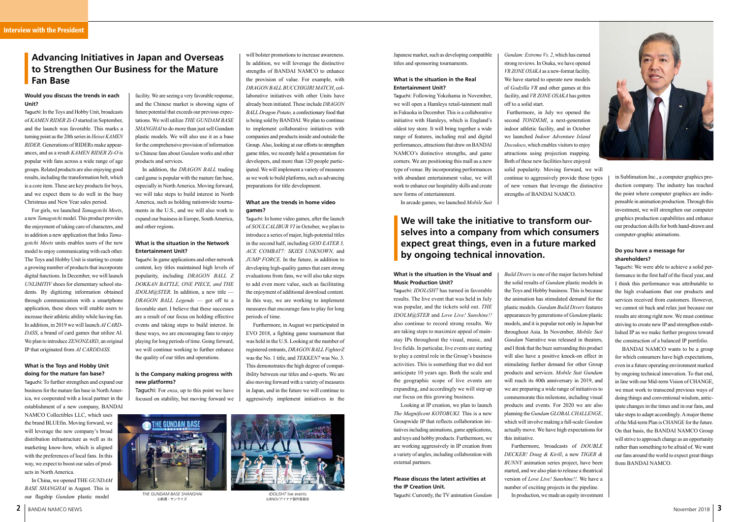Interview with the President

## Advancing Initiatives in Japan and Overseas to Strengthen Our Business for the Mature Fan Base

**Would you discuss the trends in each Unit?**

Taguchi: In the Toys and Hobby Unit, broadcasts of *KAMEN RIDER Zi-O* started in September, and the launch was favorable. This marks a turning point as the 20th series in *Heisei KAMEN RIDER*. Generations of RIDERs make appearances, and as a result *KAMEN RIDER Zi-O* is popular with fans across a wide range of age groups. Related products are also enjoying good results, including the transformation belt, which is a core item. These are key products for boys, and we expect them to do well in the busy Christmas and New Year sales period.

For girls, we launched *Tamagotchi Meets*, a new *Tamagotchi* model. This product provides the enjoyment of taking care of characters, and in addition a new application that links *Tamagotchi Meets* units enables users of the new model to enjoy communicating with each other. The Toys and Hobby Unit is starting to create a growing number of products that incorporate digital functions. In December, we will launch *UNLIMITIV* shoes for elementary school students. By digitizing information obtained through communication with a smartphone application, these shoes will enable users to increase their athletic ability while having fun. In addition, in 2019 we will launch *AI CARDDASS*, a brand of card games that utilize AI. We plan to introduce *ZENONZARD*, an original IP that originated from *AI CARDDASS*.

**What is the Toys and Hobby Unit doing for the mature fan base?**

Taguchi: To further strengthen and expand our business for the mature fan base in North America, we cooperated with a local partner in the establishment of a new company, BANDAI NAMCO Collectibles LLC, which uses the brand BLUEfin. Moving forward, we will leverage the new company's broad distribution infrastructure as well as its marketing know-how, which is aligned with the preferences of local fans. In this way, we expect to boost our sales of products in North America.

In China, we opened THE *GUNDAM BASE SHANGHAI* in August. This is our flagship *Gundam* plastic model facility. We are seeing a very favorable response, and the Chinese market is showing signs of future potential that exceeds our previous expectations. We will utilize *THE GUNDAM BASE SHANGHAI* to do more than just sell Gundam plastic models. We will also use it as a base for the comprehensive provision of information to Chinese fans about *Gundam* works and other products and services.

In addition, the *DRAGON BALL* trading card game is popular with the mature fan base, especially in North America. Moving forward, we will take steps to build interest in North America, such as holding nationwide tournaments in the U.S., and we will also work to expand our business in Europe, South America, and other regions.

**What is the situation in the Network Entertainment Unit?**

Taguchi: In game applications and other network content, key titles maintained high levels of popularity, including *DRAGON BALL Z DOKKAN BATTLE, ONE PIECE, and THE IDOLM@STER*. In addition, a new title — *DRAGON BALL Legends* — got off to a favorable start. I believe that these successes are a result of our focus on holding effective events and taking steps to build interest. In these ways, we are encouraging fans to enjoy playing for long periods of time. Going forward, we will continue working to further enhance the quality of our titles and operations.

**Is the Company making progress with new platforms?**

Taguchi: For *enza*, up to this point we have focused on stability, but moving forward we will bolster promotions to increase awareness. In addition, we will leverage the distinctive strengths of BANDAI NAMCO to enhance the provision of value. For example, with *DRAGON BALL BUCCHIGIRI MATCH*, collaborative initiatives with other Units have already been initiated. These include *DRAGON BALL Dragon Potato,* a confectionary food that is being sold by BANDAI. We plan to continue to implement collaborative initiatives with companies and products inside and outside the Group. Also, looking at our efforts to strengthen game titles, we recently held a presentation for developers, and more than 120 people participated. We will implement a variety of measures as we work to build platforms, such as advancing preparations for title development.

**What are the trends in home video games?**

Taguchi: In home video games, after the launch of *SOULCALIBUR VI* in October, we plan to introduce a series of major, high-potential titles in the second half, including *GOD EATER 3, ACE COMBAT7: SKIES UNKNOWN,* and *JUMP FORCE*. In the future, in addition to developing high-quality games that earn strong evaluations from fans, we will also take steps to add even more value, such as facilitating the enjoyment of additional download content. In this way, we are working to implement measures that encourage fans to play for long periods of time.

Furthermore, in August we participated in EVO 2018, a fighting game tournament that was held in the U.S. Looking at the number of registered entrants, *DRAGON BALL FighterZ* was the No. 1 title, and *TEKKEN7* was No. 3. This demonstrates the high degree of compatibility between our titles and e-sports. We are also moving forward with a variety of measures in Japan, and in the future we will continue to aggressively implement initiatives in the Japanese market, such as developing compatible titles and sponsoring tournaments.

*THE GUNDAM BASE SHANGHAI*
©創通・サンライズ

*IDOLiSH7* live events
©BNOI/アイナナ製作委員会

**What is the situation in the Real Entertainment Unit?**

Taguchi: Following Yokohama in November, we will open a Hamleys retail-tainment mall in Fukuoka in December. This is a collaborative initiative with Hamleys, which is England's oldest toy store. It will bring together a wide range of features, including real and digital performances, attractions that draw on BANDAI NAMCO's distinctive strengths, and game corners. We are positioning this mall as a new type of venue. By incorporating performances with abundant entertainment value, we will work to enhance our hospitality skills and create new forms of entertainment.

In arcade games, we launched *Mobile Suit Gundam: Extreme Vs. 2*, which has earned strong reviews. In Osaka, we have opened *VR ZONE OSAKA* as a new-format facility. We have started to operate new models of *Godzilla VR* and other games at this facility, and *VR ZONE OSAKA* has gotten off to a solid start.

Furthermore, in July we opened the second *TONDEMI*, a next-generation indoor athletic facility, and in October we launched *Indoor Adventure Island Docodoco*, which enables visitors to enjoy attractions using projection mapping. Both of these new facilities have enjoyed solid popularity. Moving forward, we will continue to aggressively provide these types of new venues that leverage the distinctive strengths of BANDAI NAMCO.

## We will take the initiative to transform ourselves into a company from which consumers expect great things, even in a future marked by ongoing technical innovation.

**What is the situation in the Visual and Music Production Unit?**

Taguchi: *IDOLiSH7* has turned in favorable results. The live event that was held in July was popular, and the tickets sold out. *THE IDOLM@STER* and *Love Live! Sunshine!!* also continue to record strong results. We are taking steps to maximize appeal of mainstay IPs throughout the visual, music, and live fields. In particular, live events are starting to play a central role in the Group's business activities. This is something that we did not anticipate 10 years ago. Both the scale and the geographic scope of live events are expanding, and accordingly we will step up our focus on this growing business.

Looking at IP creation, we plan to launch *The Magnificent KOTOBUKI*. This is a new Groupwide IP that reflects collaboration initiatives including animations, game applications, and toys and hobby products. Furthermore, we are working aggressively in IP creation from a variety of angles, including collaboration with external partners.

**Please discuss the latest activities at the IP Creation Unit.**

Taguchi: Currently, the TV animation *Gundam Build Divers* is one of the major factors behind the solid results of *Gundam* plastic models in the Toys and Hobby business. This is because the animation has stimulated demand for the plastic models. *Gundam Build Divers* features appearances by generations of *Gundam* plastic models, and it is popular not only in Japan but throughout Asia. In November, *Mobile Suit Gundam* Narrative was released in theaters, and I think that the buzz surrounding this product will also have a positive knock-on effect in stimulating further demand for other Group products and services. *Mobile Suit Gundam* will reach its 40th anniversary in 2019, and we are preparing a wide range of initiatives to commemorate this milestone, including visual products and events. For 2020 we are also planning the *Gundam GLOBAL CHALLENGE*, which will involve making a full-scale *Gundam* actually move. We have high expectations for this initiative.

Furthermore, broadcasts of *DOUBLE DECKER! Doug & Kirill*, a new *TIGER & BUNNY* animation series project, have been started, and we also plan to release a theatrical version of *Love Live! Sunshine!!*. We have a number of exciting projects in the pipeline.

In production, we made an equity investment in Sublimation Inc., a computer graphics production company. The industry has reached the point where computer graphics are indispensable in animation production. Through this investment, we will strengthen our computer graphics production capabilities and enhance our production skills for both hand-drawn and computer-graphic animations.

**Do you have a message for shareholders?**

Taguchi: We were able to achieve a solid performance in the first half of the fiscal year, and I think this performance was attributable to the high evaluations that our products and services received from customers. However, we cannot sit back and relax just because our results are strong right now. We must continue striving to create new IP and strengthen established IP as we make further progress toward the construction of a balanced IP portfolio.

BANDAI NAMCO wants to be a group for which consumers have high expectations, even in a future operating environment marked by ongoing technical innovation. To that end, in line with our Mid-term Vision of CHANGE, we must work to transcend previous ways of doing things and conventional wisdom, anticipate changes in the times and in our fans, and take steps to adapt accordingly. A major theme of the Mid-term Plan is CHANGE for the future. On that basis, the BANDAI NAMCO Group will strive to approach change as an opportunity rather than something to be afraid of. We want our fans around the world to expect great things from BANDAI NAMCO.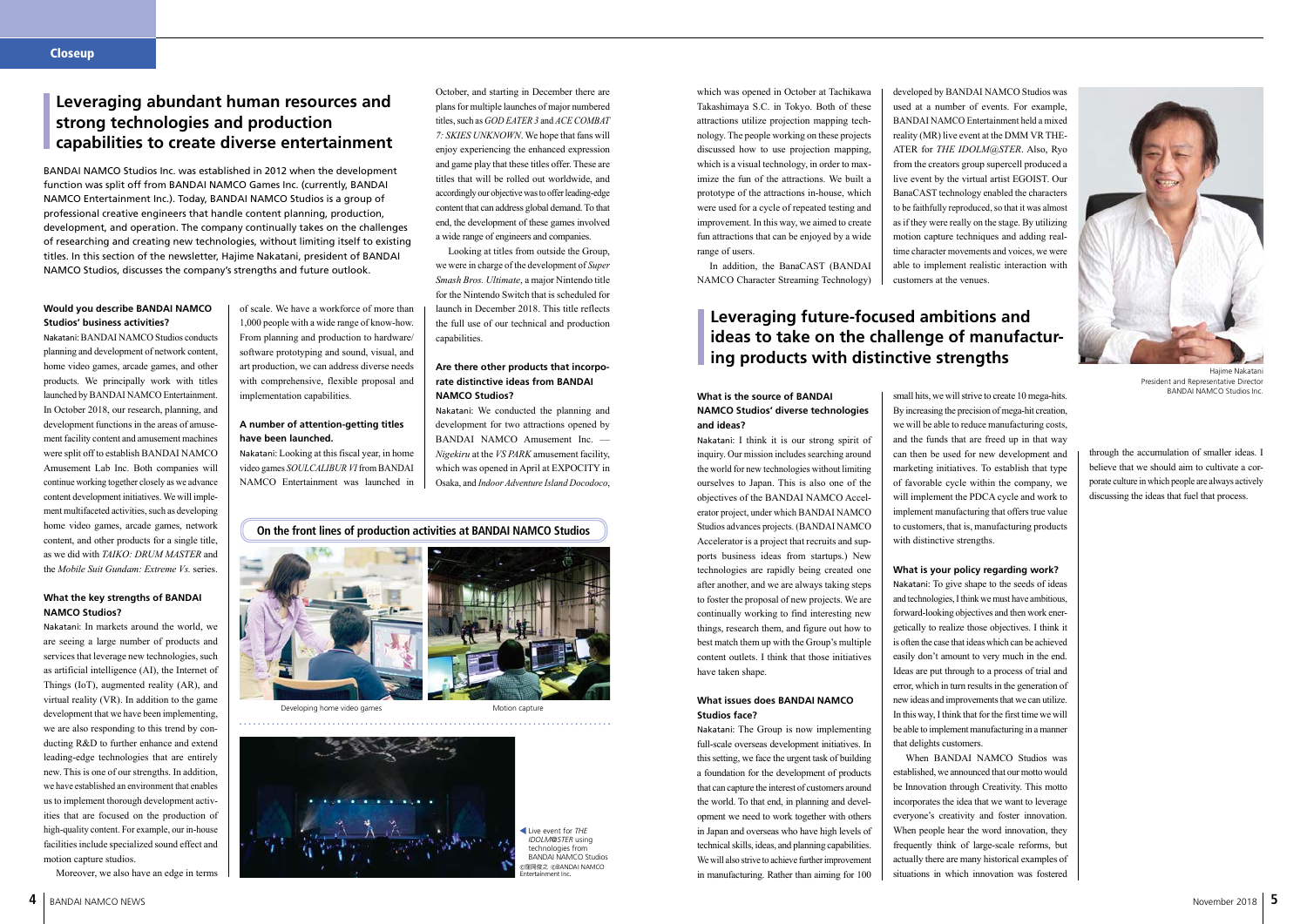## Leveraging abundant human resources and strong technologies and production capabilities to create diverse entertainment

BANDAI NAMCO Studios Inc. was established in 2012 when the development function was split off from BANDAI NAMCO Games Inc. (currently, BANDAI NAMCO Entertainment Inc.). Today, BANDAI NAMCO Studios is a group of professional creative engineers that handle content planning, production, development, and operation. The company continually takes on the challenges of researching and creating new technologies, without limiting itself to existing titles. In this section of the newsletter, Hajime Nakatani, president of BANDAI NAMCO Studios, discusses the company's strengths and future outlook.

**Would you describe BANDAI NAMCO Studios' business activities?**

Nakatani: BANDAI NAMCO Studios conducts planning and development of network content, home video games, arcade games, and other products. We principally work with titles launched by BANDAI NAMCO Entertainment. In October 2018, our research, planning, and development functions in the areas of amusement facility content and amusement machines were split off to establish BANDAI NAMCO Amusement Lab Inc. Both companies will continue working together closely as we advance content development initiatives. We will implement multifaceted activities, such as developing home video games, arcade games, network content, and other products for a single title, as we did with *TAIKO: DRUM MASTER* and the *Mobile Suit Gundam: Extreme Vs.* series.

**What the key strengths of BANDAI NAMCO Studios?**

Nakatani: In markets around the world, we are seeing a large number of products and services that leverage new technologies, such as artificial intelligence (AI), the Internet of Things (IoT), augmented reality (AR), and virtual reality (VR). In addition to the game development that we have been implementing, we are also responding to this trend by conducting R&D to further enhance and extend leading-edge technologies that are entirely new. This is one of our strengths. In addition, we have established an environment that enables us to implement thorough development activities that are focused on the production of high-quality content. For example, our in-house facilities include specialized sound effect and motion capture studios.

Moreover, we also have an edge in terms of scale. We have a workforce of more than 1,000 people with a wide range of know-how. From planning and production to hardware/software prototyping and sound, visual, and art production, we can address diverse needs with comprehensive, flexible proposal and implementation capabilities.

**A number of attention-getting titles have been launched.**

Nakatani: Looking at this fiscal year, in home video games *SOULCALIBUR VI* from BANDAI NAMCO Entertainment was launched in October, and starting in December there are plans for multiple launches of major numbered titles, such as *GOD EATER 3* and *ACE COMBAT 7: SKIES UNKNOWN*. We hope that fans will enjoy experiencing the enhanced expression and game play that these titles offer. These are titles that will be rolled out worldwide, and accordingly our objective was to offer leading-edge content that can address global demand. To that end, the development of these games involved a wide range of engineers and companies.

Looking at titles from outside the Group, we were in charge of the development of *Super Smash Bros. Ultimate*, a major Nintendo title for the Nintendo Switch that is scheduled for launch in December 2018. This title reflects the full use of our technical and production capabilities.

**Are there other products that incorporate distinctive ideas from BANDAI NAMCO Studios?**

Nakatani: We conducted the planning and development for two attractions opened by BANDAI NAMCO Amusement Inc. — *Nigekiru* at the *VS PARK* amusement facility, which was opened in April at EXPOCITY in Osaka, and *Indoor Adventure Island Docodoco*, which was opened in October at Tachikawa Takashimaya S.C. in Tokyo. Both of these attractions utilize projection mapping technology. The people working on these projects discussed how to use projection mapping, which is a visual technology, in order to maximize the fun of the attractions. We built a prototype of the attractions in-house, which were used for a cycle of repeated testing and improvement. In this way, we aimed to create fun attractions that can be enjoyed by a wide range of users.

In addition, the BanaCAST (BANDAI NAMCO Character Streaming Technology) developed by BANDAI NAMCO Studios was used at a number of events. For example, BANDAI NAMCO Entertainment held a mixed reality (MR) live event at the DMM VR THEATER for *THE IDOLM@STER*. Also, Ryo from the creators group supercell produced a live event by the virtual artist EGOIST. Our BanaCAST technology enabled the characters to be faithfully reproduced, so that it was almost as if they were really on the stage. By utilizing motion capture techniques and adding real-time character movements and voices, we were able to implement realistic interaction with customers at the venues.

**On the front lines of production activities at BANDAI NAMCO Studios**

Developing home video games

Motion capture

Live event for *THE IDOLM@STER* using technologies from BANDAI NAMCO Studios
©窪岡俊之 ©BANDAI NAMCO Entertainment Inc.

## Leveraging future-focused ambitions and ideas to take on the challenge of manufacturing products with distinctive strengths

Hajime Nakatani
President and Representative Director
BANDAI NAMCO Studios Inc.

**What is the source of BANDAI NAMCO Studios' diverse technologies and ideas?**

Nakatani: I think it is our strong spirit of inquiry. Our mission includes searching around the world for new technologies without limiting ourselves to Japan. This is also one of the objectives of the BANDAI NAMCO Accelerator project, under which BANDAI NAMCO Studios advances projects. (BANDAI NAMCO Accelerator is a project that recruits and supports business ideas from startups.) New technologies are rapidly being created one after another, and we are always taking steps to foster the proposal of new projects. We are continually working to find interesting new things, research them, and figure out how to best match them up with the Group's multiple content outlets. I think that those initiatives have taken shape.

**What issues does BANDAI NAMCO Studios face?**

Nakatani: The Group is now implementing full-scale overseas development initiatives. In this setting, we face the urgent task of building a foundation for the development of products that can capture the interest of customers around the world. To that end, in planning and development we need to work together with others in Japan and overseas who have high levels of technical skills, ideas, and planning capabilities. We will also strive to achieve further improvement in manufacturing. Rather than aiming for 100 small hits, we will strive to create 10 mega-hits. By increasing the precision of mega-hit creation, we will be able to reduce manufacturing costs, and the funds that are freed up in that way can then be used for new development and marketing initiatives. To establish that type of favorable cycle within the company, we will implement the PDCA cycle and work to implement manufacturing that offers true value to customers, that is, manufacturing products with distinctive strengths.

**What is your policy regarding work?**

Nakatani: To give shape to the seeds of ideas and technologies, I think we must have ambitious, forward-looking objectives and then work energetically to realize those objectives. I think it is often the case that ideas which can be achieved easily don't amount to very much in the end. Ideas are put through to a process of trial and error, which in turn results in the generation of new ideas and improvements that we can utilize. In this way, I think that for the first time we will be able to implement manufacturing in a manner that delights customers.

When BANDAI NAMCO Studios was established, we announced that our motto would be Innovation through Creativity. This motto incorporates the idea that we want to leverage everyone's creativity and foster innovation. When people hear the word innovation, they frequently think of large-scale reforms, but actually there are many historical examples of situations in which innovation was fostered through the accumulation of smaller ideas. I believe that we should aim to cultivate a corporate culture in which people are always actively discussing the ideas that fuel that process.